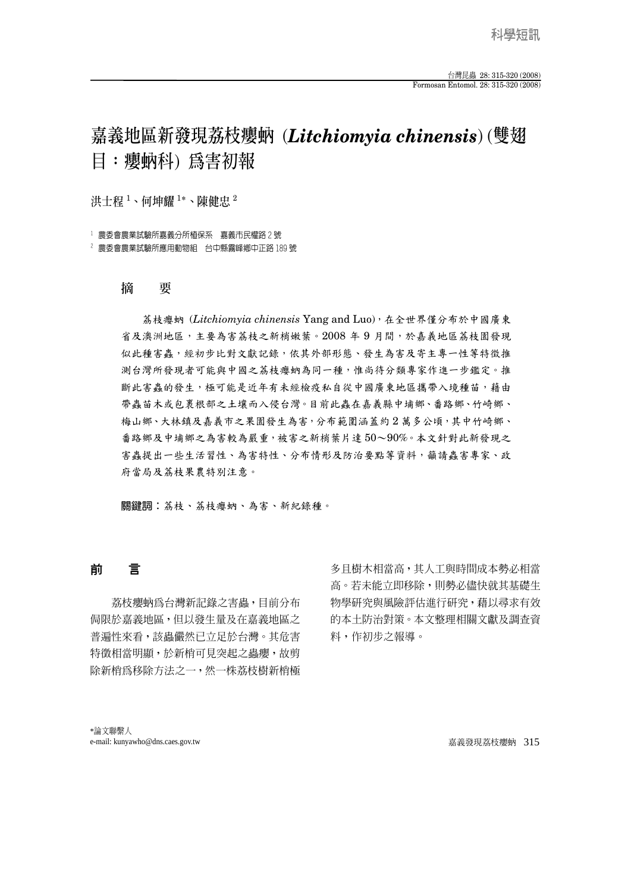科學短訊

# 嘉義地區新發現荔枝癭蚋 (*Litchiomyia chinensis*) (雙翅目：癭蚋科) 爲害初報

洪士程[1]、何坤耀[1*]、陳健忠[2]

[1] 農委會農業試驗所嘉義分所植保系　嘉義市民權路 2 號

[2] 農委會農業試驗所應用動物組　台中縣霧峰鄉中正路 189 號

## 摘　要

荔枝癭蚋 (*Litchiomyia chinensis* Yang and Luo)，在全世界僅分布於中國廣東省及澳洲地區，主要為害荔枝之新梢嫩葉。2008 年 9 月間，於嘉義地區荔枝園發現似此種害蟲，經初步比對文獻記錄，依其外部形態、發生為害及寄主專一性等特徵推測台灣所發現者可能與中國之荔枝癭蚋為同一種，惟尚待分類專家作進一步鑑定。推斷此害蟲的發生，極可能是近年有未經檢疫私自從中國廣東地區攜帶入境種苗，藉由帶蟲苗木或包裹根部之土壤而入侵台灣。目前此蟲在嘉義縣中埔鄉、番路鄉、竹崎鄉、梅山鄉、大林鎮及嘉義市之果園發生為害，分布範圍涵蓋約 2 萬多公頃，其中竹崎鄉、番路鄉及中埔鄉之為害較為嚴重，被害之新梢葉片達 50～90%。本文針對此新發現之害蟲提出一些生活習性、為害特性、分布情形及防治要點等資料，籲請蟲害專家、政府當局及荔枝果農特別注意。

**關鍵詞**：荔枝、荔枝癭蚋、為害、新紀錄種。

## 前　言

荔枝癭蚋爲台灣新記錄之害蟲，目前分布侷限於嘉義地區，但以發生量及在嘉義地區之普遍性來看，該蟲儼然已立足於台灣。其危害特徵相當明顯，於新梢可見突起之蟲癭，故剪除新梢爲移除方法之一，然一株荔枝樹新梢極多且樹木相當高，其人工與時間成本勢必相當高。若未能立即移除，則勢必儘快就其基礎生物學研究與風險評估進行研究，藉以尋求有效的本土防治對策。本文整理相關文獻及調查資料，作初步之報導。

*論文聯繫人
e-mail: kunyawho@dns.caes.gov.tw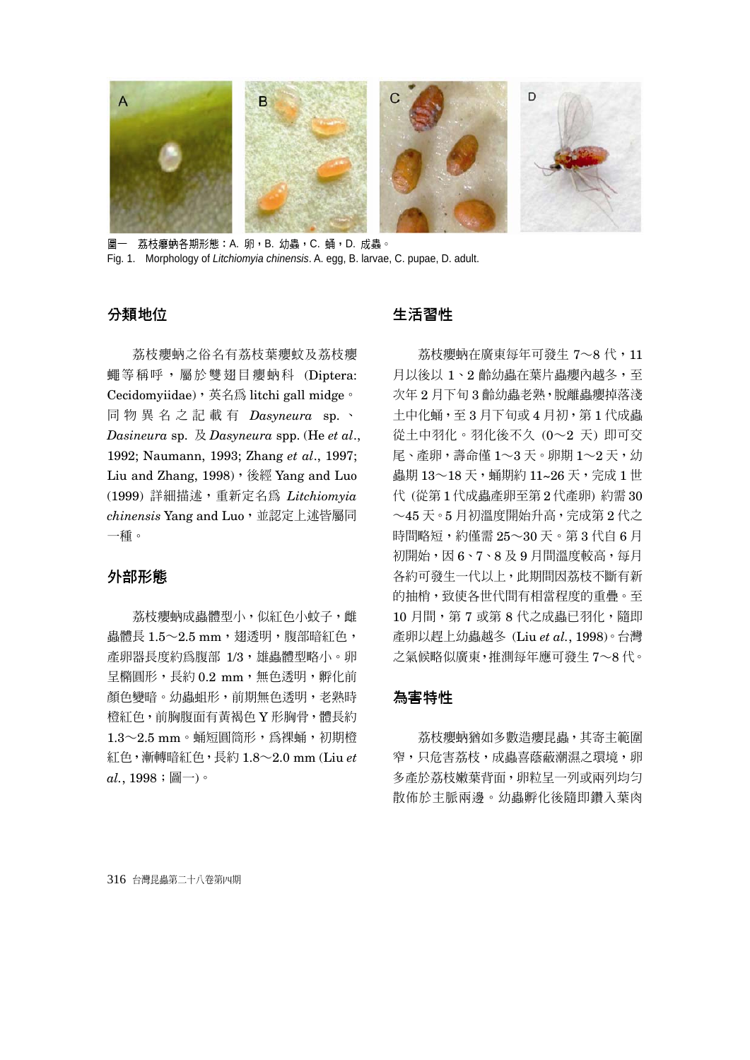圖一　荔枝癭蚋各期形態：A. 卵，B. 幼蟲，C. 蛹，D. 成蟲。
Fig. 1. Morphology of *Litchiomyia chinensis*. A. egg, B. larvae, C. pupae, D. adult.

## 分類地位

荔枝癭蚋之俗名有荔枝葉癭蚊及荔枝癭蠅等稱呼，屬於雙翅目癭蚋科 (Diptera: Cecidomyiidae)，英名爲 litchi gall midge。同物異名之記載有 *Dasyneura* sp.、*Dasineura* sp. 及 *Dasyneura* spp. (He *et al*., 1992; Naumann, 1993; Zhang *et al*., 1997; Liu and Zhang, 1998)，後經 Yang and Luo (1999) 詳細描述，重新定名爲 *Litchiomyia chinensis* Yang and Luo，並認定上述皆屬同一種。

## 外部形態

荔枝癭蚋成蟲體型小，似紅色小蚊子，雌蟲體長 1.5～2.5 mm，翅透明，腹部暗紅色，產卵器長度約爲腹部 1/3，雄蟲體型略小。卵呈橢圓形，長約 0.2 mm，無色透明，孵化前顏色變暗。幼蟲蛆形，前期無色透明，老熟時橙紅色，前胸腹面有黃褐色 Y 形胸骨，體長約 1.3～2.5 mm。蛹短圓筒形，爲裸蛹，初期橙紅色，漸轉暗紅色，長約 1.8～2.0 mm (Liu *et al*., 1998；圖一)。

## 生活習性

荔枝癭蚋在廣東每年可發生 7～8 代，11 月以後以 1、2 齡幼蟲在葉片蟲癭內越冬，至次年 2 月下旬 3 齡幼蟲老熟，脫離蟲癭掉落淺土中化蛹，至 3 月下旬或 4 月初，第 1 代成蟲從土中羽化。羽化後不久 (0～2 天) 即可交尾、產卵，壽命僅 1～3 天。卵期 1～2 天，幼蟲期 13～18 天，蛹期約 11~26 天，完成 1 世代 (從第 1 代成蟲產卵至第 2 代產卵) 約需 30～45 天。5 月初溫度開始升高，完成第 2 代之時間略短，約僅需 25～30 天。第 3 代自 6 月初開始，因 6、7、8 及 9 月間溫度較高，每月各約可發生一代以上，此期間因荔枝不斷有新的抽梢，致使各世代間有相當程度的重疊。至 10 月間，第 7 或第 8 代之成蟲已羽化，隨即產卵以趕上幼蟲越冬 (Liu *et al*., 1998)。台灣之氣候略似廣東，推測每年應可發生 7～8 代。

## 為害特性

荔枝癭蚋猶如多數造癭昆蟲，其寄主範圍窄，只危害荔枝，成蟲喜蔭蔽潮濕之環境，卵多產於荔枝嫩葉背面，卵粒呈一列或兩列均勻散佈於主脈兩邊。幼蟲孵化後隨即鑽入葉肉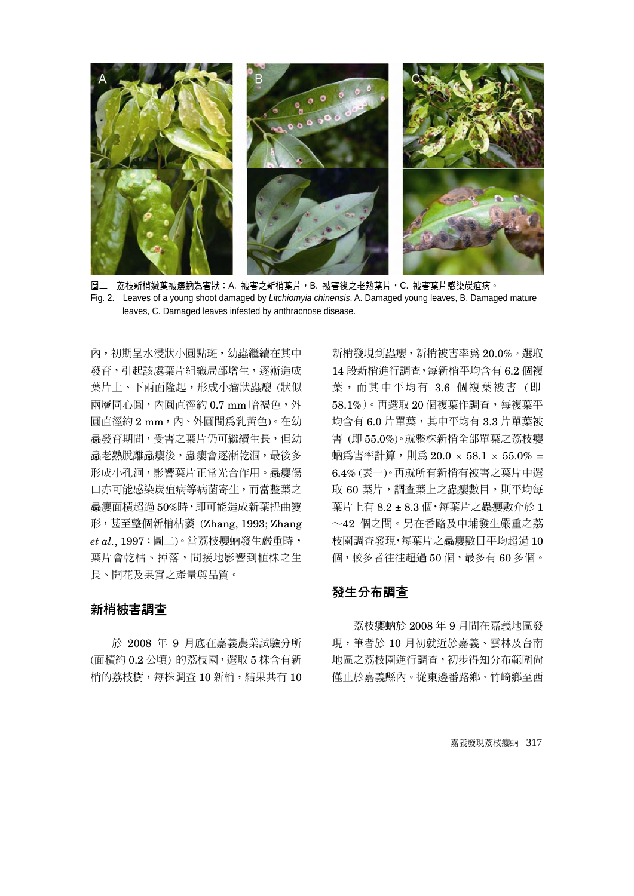圖二　荔枝新梢嫩葉被癭蚋為害狀：A. 被害之新梢葉片，B. 被害後之老熟葉片，C. 被害葉片感染炭疽病。

Fig. 2. Leaves of a young shoot damaged by *Litchiomyia chinensis*. A. Damaged young leaves, B. Damaged mature leaves, C. Damaged leaves infested by anthracnose disease.

內，初期呈水浸狀小圓點斑，幼蟲繼續在其中發育，引起該處葉片組織局部增生，逐漸造成葉片上、下兩面隆起，形成小瘤狀蟲癭 (狀似兩層同心圓，內圓直徑約 0.7 mm 暗褐色，外圓直徑約 2 mm，內、外圓間爲乳黃色)。在幼蟲發育期間，受害之葉片仍可繼續生長，但幼蟲老熟脫離蟲癭後，蟲癭會逐漸乾涸，最後多形成小孔洞，影響葉片正常光合作用。蟲癭傷口亦可能感染炭疽病等病菌寄生，而當整葉之蟲癭面積超過 50%時，即可能造成新葉扭曲變形，甚至整個新梢枯萎 (Zhang, 1993; Zhang *et al.*, 1997；圖二)。當荔枝癭蚋發生嚴重時，葉片會乾枯、掉落，間接地影響到植株之生長、開花及果實之產量與品質。

## 新梢被害調查

於 2008 年 9 月底在嘉義農業試驗分所 (面積約 0.2 公頃) 的荔枝園，選取 5 株含有新梢的荔枝樹，每株調查 10 新梢，結果共有 10 新梢發現到蟲癭，新梢被害率爲 20.0%。選取 14 段新梢進行調查，每新梢平均含有 6.2 個複葉，而其中平均有 3.6 個複葉被害 (即 58.1%)。再選取 20 個複葉作調查，每複葉平均含有 6.0 片單葉，其中平均有 3.3 片單葉被害 (即 55.0%)。就整株新梢全部單葉之荔枝癭蚋爲害率計算，則爲 20.0 × 58.1 × 55.0% = 6.4% (表一)。再就所有新梢有被害之葉片中選取 60 葉片，調查葉上之蟲癭數目，則平均每葉片上有 8.2 ± 8.3 個，每葉片之蟲癭數介於 1～42 個之間。另在番路及中埔發生嚴重之荔枝園調查發現，每葉片之蟲癭數目平均超過 10 個，較多者往往超過 50 個，最多有 60 多個。

## 發生分布調查

荔枝癭蚋於 2008 年 9 月間在嘉義地區發現，筆者於 10 月初就近於嘉義、雲林及台南地區之荔枝園進行調查，初步得知分布範圍尚僅止於嘉義縣內。從東邊番路鄉、竹崎鄉至西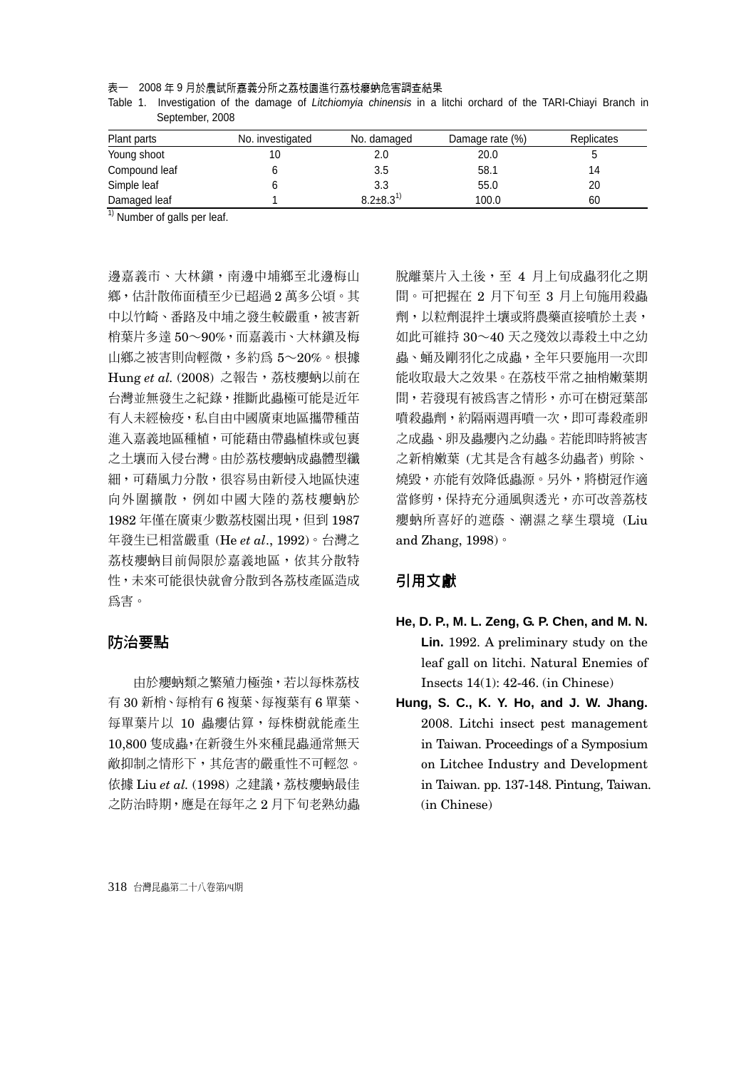表一 2008 年 9 月於農試所嘉義分所之荔枝園進行荔枝癭蚋危害調查結果

Table 1. Investigation of the damage of *Litchiomyia chinensis* in a litchi orchard of the TARI-Chiayi Branch in September, 2008

| Plant parts | No. investigated | No. damaged | Damage rate (%) | Replicates |
|---|---|---|---|---|
| Young shoot | 10 | 2.0 | 20.0 | 5 |
| Compound leaf | 6 | 3.5 | 58.1 | 14 |
| Simple leaf | 6 | 3.3 | 55.0 | 20 |
| Damaged leaf | 1 | 8.2±8.3[1] | 100.0 | 60 |

[1] Number of galls per leaf.

邊嘉義市、大林鎮，南邊中埔鄉至北邊梅山鄉，估計散佈面積至少已超過 2 萬多公頃。其中以竹崎、番路及中埔之發生較嚴重，被害新梢葉片多達 50～90%，而嘉義市、大林鎮及梅山鄉之被害則尚輕微，多約為 5～20%。根據 Hung *et al.* (2008) 之報告，荔枝癭蚋以前在台灣並無發生之紀錄，推斷此蟲極可能是近年有人未經檢疫，私自由中國廣東地區攜帶種苗進入嘉義地區種植，可能藉由帶蟲植株或包裹之土壤而入侵台灣。由於荔枝癭蚋成蟲體型纖細，可藉風力分散，很容易由新侵入地區快速向外圍擴散，例如中國大陸的荔枝癭蚋於 1982 年僅在廣東少數荔枝園出現，但到 1987 年發生已相當嚴重 (He *et al*., 1992)。台灣之荔枝癭蚋目前侷限於嘉義地區，依其分散特性，未來可能很快就會分散到各荔枝產區造成為害。

## 防治要點

由於癭蚋類之繁殖力極強，若以每株荔枝有 30 新梢、每梢有 6 複葉、每複葉有 6 單葉、每單葉片以 10 蟲癭估算，每株樹就能產生 10,800 隻成蟲，在新發生外來種昆蟲通常無天敵抑制之情形下，其危害的嚴重性不可輕忽。依據 Liu *et al.* (1998) 之建議，荔枝癭蚋最佳之防治時期，應是在每年之 2 月下旬老熟幼蟲脫離葉片入土後，至 4 月上旬成蟲羽化之期間。可把握在 2 月下旬至 3 月上旬施用殺蟲劑，以粒劑混拌土壤或將農藥直接噴於土表，如此可維持 30～40 天之殘效以毒殺土中之幼蟲、蛹及剛羽化之成蟲，全年只要施用一次即能收取最大之效果。在荔枝平常之抽梢嫩葉期間，若發現有被為害之情形，亦可在樹冠葉部噴殺蟲劑，約隔兩週再噴一次，即可毒殺產卵之成蟲、卵及蟲癭內之幼蟲。若能即時將被害之新梢嫩葉 (尤其是含有越冬幼蟲者) 剪除、燒毀，亦能有效降低蟲源。另外，將樹冠作適當修剪，保持充分通風與透光，亦可改善荔枝癭蚋所喜好的遮蔭、潮濕之孳生環境 (Liu and Zhang, 1998)。

## 引用文獻

**He, D. P., M. L. Zeng, G. P. Chen, and M. N. Lin.** 1992. A preliminary study on the leaf gall on litchi. Natural Enemies of Insects 14(1): 42-46. (in Chinese)

**Hung, S. C., K. Y. Ho, and J. W. Jhang.** 2008. Litchi insect pest management in Taiwan. Proceedings of a Symposium on Litchee Industry and Development in Taiwan. pp. 137-148. Pintung, Taiwan. (in Chinese)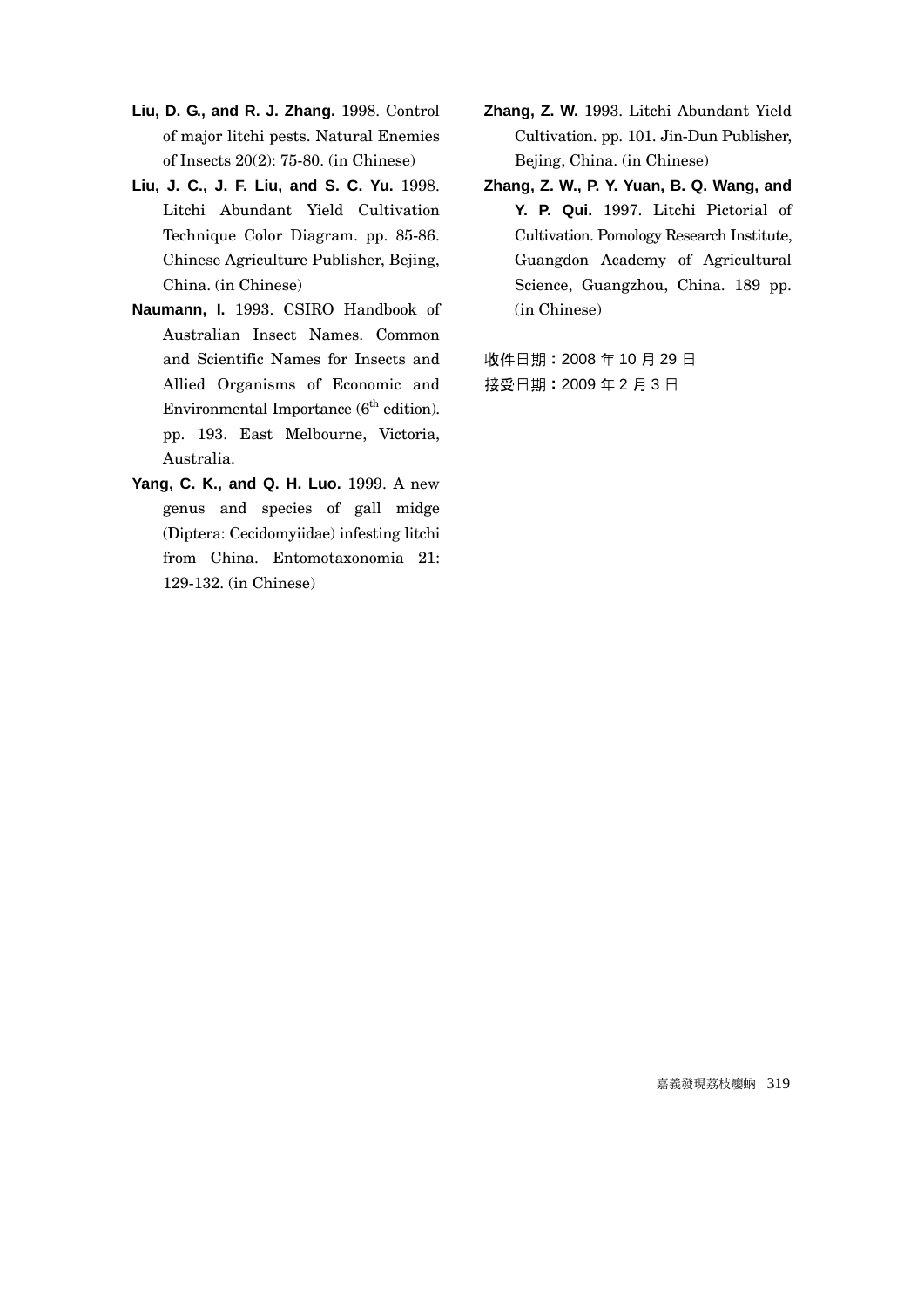**Liu, D. G., and R. J. Zhang.** 1998. Control of major litchi pests. Natural Enemies of Insects 20(2): 75-80. (in Chinese)

**Liu, J. C., J. F. Liu, and S. C. Yu.** 1998. Litchi Abundant Yield Cultivation Technique Color Diagram. pp. 85-86. Chinese Agriculture Publisher, Bejing, China. (in Chinese)

**Naumann, I.** 1993. CSIRO Handbook of Australian Insect Names. Common and Scientific Names for Insects and Allied Organisms of Economic and Environmental Importance (6th edition). pp. 193. East Melbourne, Victoria, Australia.

**Yang, C. K., and Q. H. Luo.** 1999. A new genus and species of gall midge (Diptera: Cecidomyiidae) infesting litchi from China. Entomotaxonomia 21: 129-132. (in Chinese)

**Zhang, Z. W.** 1993. Litchi Abundant Yield Cultivation. pp. 101. Jin-Dun Publisher, Bejing, China. (in Chinese)

**Zhang, Z. W., P. Y. Yuan, B. Q. Wang, and Y. P. Qui.** 1997. Litchi Pictorial of Cultivation. Pomology Research Institute, Guangdon Academy of Agricultural Science, Guangzhou, China. 189 pp. (in Chinese)

收件日期**：**2008 年 10 月 29 日

接受日期**：**2009 年 2 月 3 日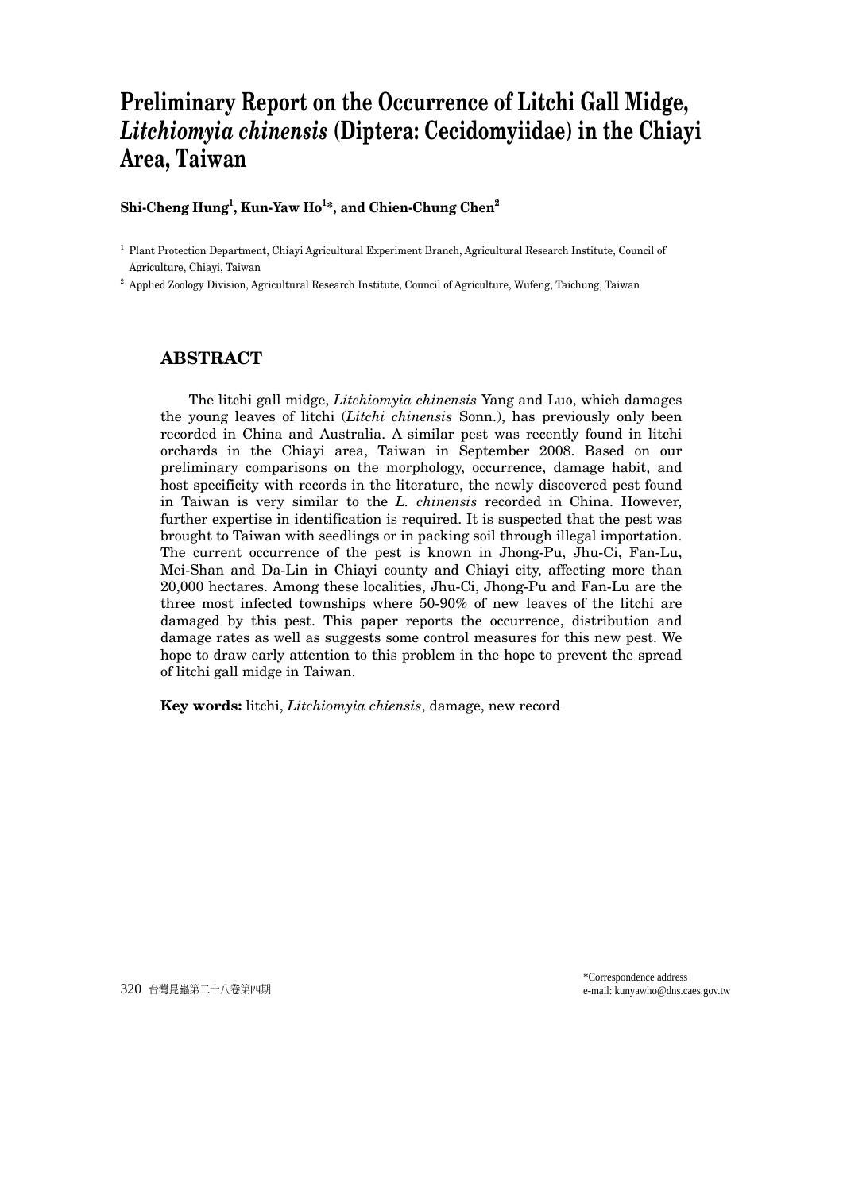# Preliminary Report on the Occurrence of Litchi Gall Midge, *Litchiomyia chinensis* (Diptera: Cecidomyiidae) in the Chiayi Area, Taiwan

**Shi-Cheng Hung[1], Kun-Yaw Ho[1]*, and Chien-Chung Chen[2]**

[1] Plant Protection Department, Chiayi Agricultural Experiment Branch, Agricultural Research Institute, Council of Agriculture, Chiayi, Taiwan

[2] Applied Zoology Division, Agricultural Research Institute, Council of Agriculture, Wufeng, Taichung, Taiwan

## ABSTRACT

The litchi gall midge, *Litchiomyia chinensis* Yang and Luo, which damages the young leaves of litchi (*Litchi chinensis* Sonn.), has previously only been recorded in China and Australia. A similar pest was recently found in litchi orchards in the Chiayi area, Taiwan in September 2008. Based on our preliminary comparisons on the morphology, occurrence, damage habit, and host specificity with records in the literature, the newly discovered pest found in Taiwan is very similar to the *L. chinensis* recorded in China. However, further expertise in identification is required. It is suspected that the pest was brought to Taiwan with seedlings or in packing soil through illegal importation. The current occurrence of the pest is known in Jhong-Pu, Jhu-Ci, Fan-Lu, Mei-Shan and Da-Lin in Chiayi county and Chiayi city, affecting more than 20,000 hectares. Among these localities, Jhu-Ci, Jhong-Pu and Fan-Lu are the three most infected townships where 50-90% of new leaves of the litchi are damaged by this pest. This paper reports the occurrence, distribution and damage rates as well as suggests some control measures for this new pest. We hope to draw early attention to this problem in the hope to prevent the spread of litchi gall midge in Taiwan.

**Key words:** litchi, *Litchiomyia chiensis*, damage, new record

*Correspondence address
e-mail: kunyawho@dns.caes.gov.tw